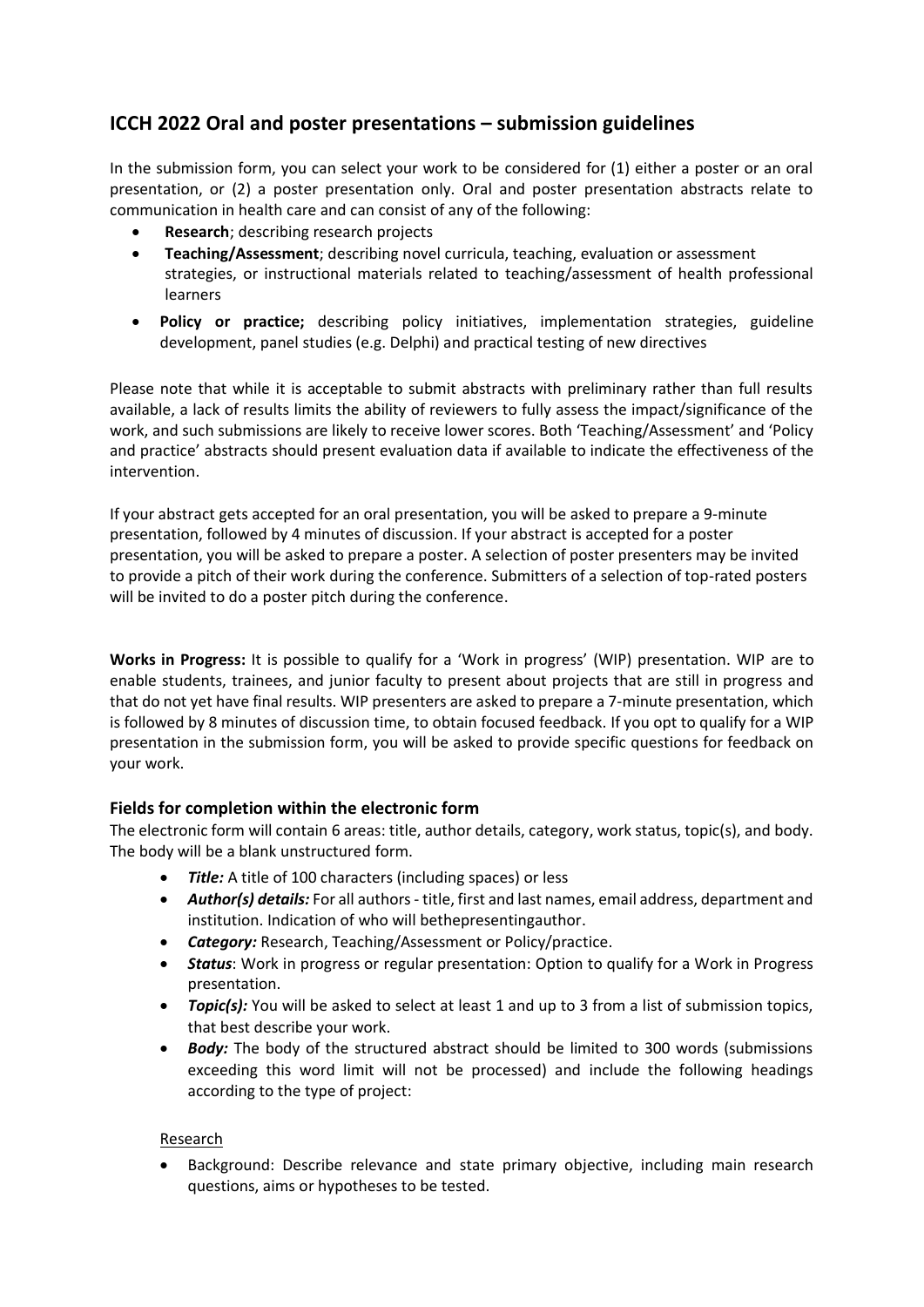## ICCH 2022 Oral and poster presentations – submission guidelines

In the submission form, you can select your work to be considered for (1) either a poster or an oral presentation, or (2) a poster presentation only. Oral and poster presentation abstracts relate to communication in health care and can consist of any of the following:

- **Research**; describing research projects
- **Teaching/Assessment**; describing novel curricula, teaching, evaluation or assessment strategies, or instructional materials related to teaching/assessment of health professional learners
- **Policy or practice;** describing policy initiatives, implementation strategies, guideline development, panel studies (e.g. Delphi) and practical testing of new directives

Please note that while it is acceptable to submit abstracts with preliminary rather than full results available, a lack of results limits the ability of reviewers to fully assess the impact/significance of the work, and such submissions are likely to receive lower scores. Both 'Teaching/Assessment' and 'Policy and practice' abstracts should present evaluation data if available to indicate the effectiveness of the intervention.

If your abstract gets accepted for an oral presentation, you will be asked to prepare a 9-minute presentation, followed by 4 minutes of discussion. If your abstract is accepted for a poster presentation, you will be asked to prepare a poster. A selection of poster presenters may be invited to provide a pitch of their work during the conference. Submitters of a selection of top-rated posters will be invited to do a poster pitch during the conference.

**Works in Progress:** It is possible to qualify for a 'Work in progress' (WIP) presentation. WIP are to enable students, trainees, and junior faculty to present about projects that are still in progress and that do not yet have final results. WIP presenters are asked to prepare a 7-minute presentation, which is followed by 8 minutes of discussion time, to obtain focused feedback. If you opt to qualify for a WIP presentation in the submission form, you will be asked to provide specific questions for feedback on your work.

### Fields for completion within the electronic form

The electronic form will contain 6 areas: title, author details, category, work status, topic(s), and body. The body will be a blank unstructured form.

- ***Title:*** A title of 100 characters (including spaces) or less
- ***Author(s) details:*** For all authors - title, first and last names, email address, department and institution. Indication of who will bethepresentingauthor.
- ***Category:*** Research, Teaching/Assessment or Policy/practice.
- ***Status***: Work in progress or regular presentation: Option to qualify for a Work in Progress presentation.
- ***Topic(s):*** You will be asked to select at least 1 and up to 3 from a list of submission topics, that best describe your work.
- ***Body:*** The body of the structured abstract should be limited to 300 words (submissions exceeding this word limit will not be processed) and include the following headings according to the type of project:

Research

- Background: Describe relevance and state primary objective, including main research questions, aims or hypotheses to be tested.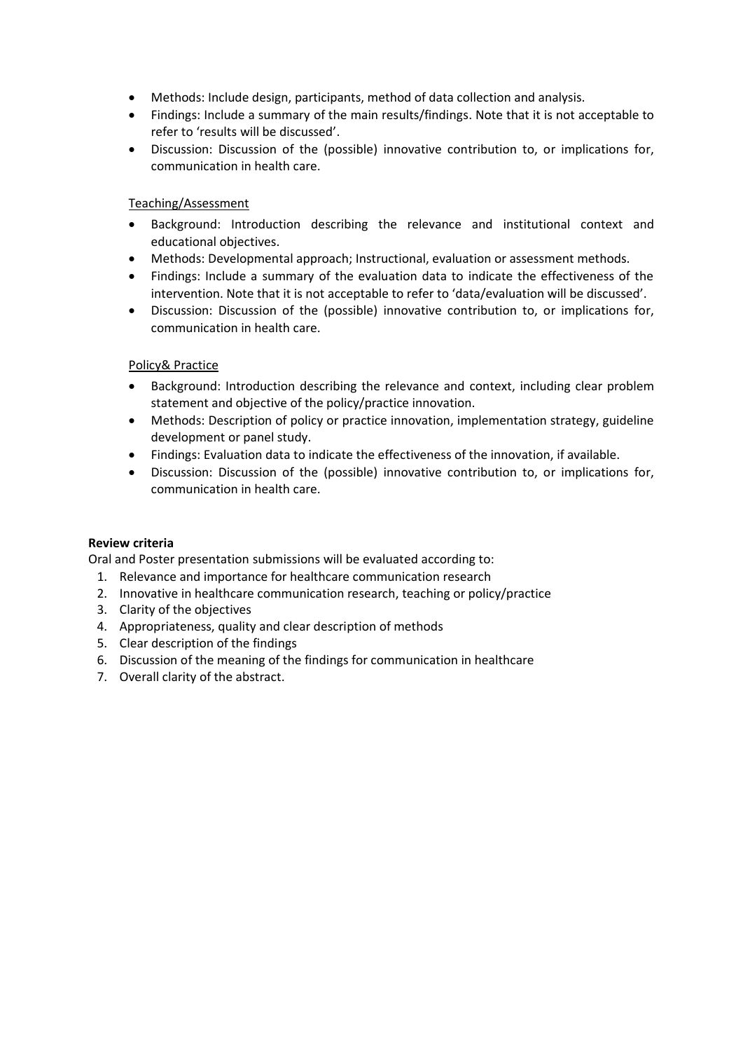- Methods: Include design, participants, method of data collection and analysis.
- Findings: Include a summary of the main results/findings. Note that it is not acceptable to refer to 'results will be discussed'.
- Discussion: Discussion of the (possible) innovative contribution to, or implications for, communication in health care.

Teaching/Assessment

- Background: Introduction describing the relevance and institutional context and educational objectives.
- Methods: Developmental approach; Instructional, evaluation or assessment methods.
- Findings: Include a summary of the evaluation data to indicate the effectiveness of the intervention. Note that it is not acceptable to refer to 'data/evaluation will be discussed'.
- Discussion: Discussion of the (possible) innovative contribution to, or implications for, communication in health care.

Policy& Practice

- Background: Introduction describing the relevance and context, including clear problem statement and objective of the policy/practice innovation.
- Methods: Description of policy or practice innovation, implementation strategy, guideline development or panel study.
- Findings: Evaluation data to indicate the effectiveness of the innovation, if available.
- Discussion: Discussion of the (possible) innovative contribution to, or implications for, communication in health care.

**Review criteria**

Oral and Poster presentation submissions will be evaluated according to:

1. Relevance and importance for healthcare communication research
2. Innovative in healthcare communication research, teaching or policy/practice
3. Clarity of the objectives
4. Appropriateness, quality and clear description of methods
5. Clear description of the findings
6. Discussion of the meaning of the findings for communication in healthcare
7. Overall clarity of the abstract.